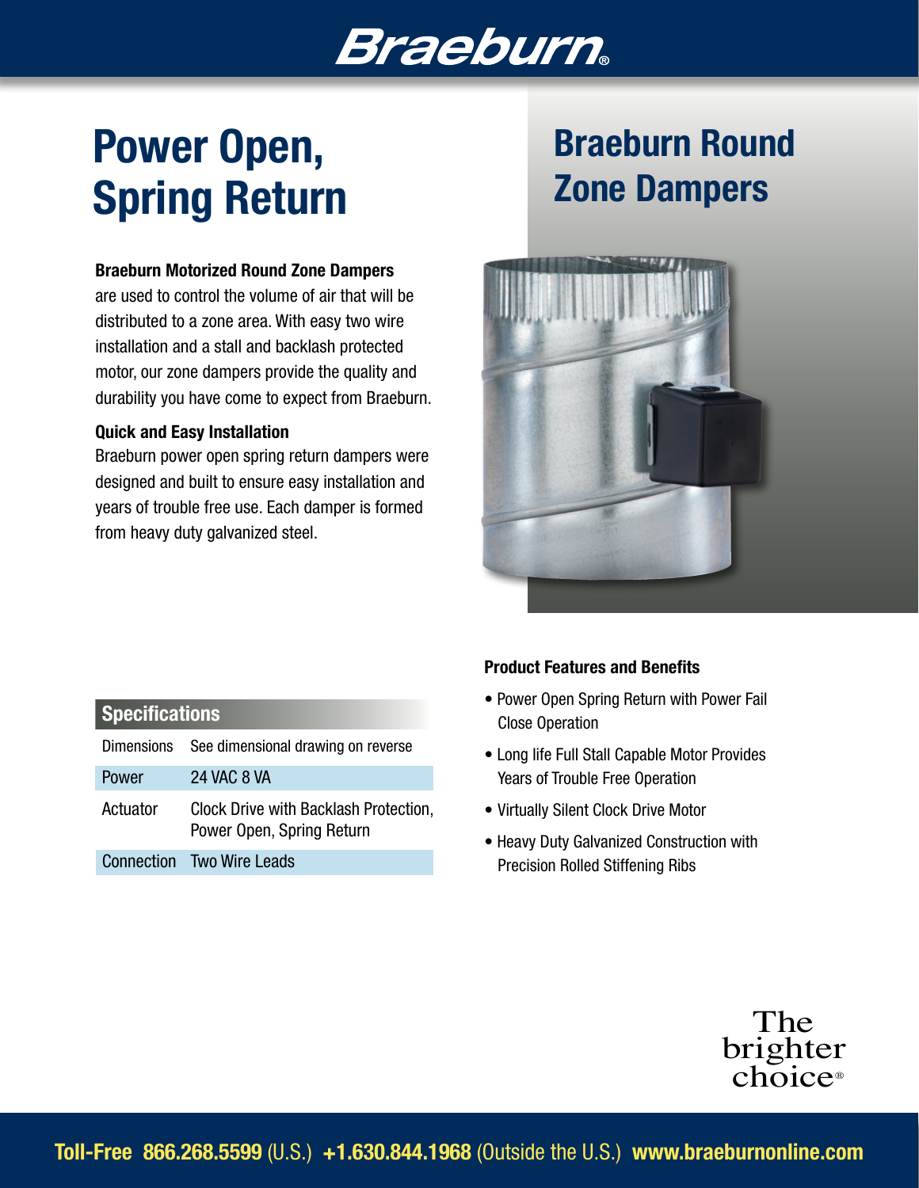# Braeburn

# Power Open, Spring Return

# Braeburn Round Zone Dampers

**Braeburn Motorized Round Zone Dampers** are used to control the volume of air that will be distributed to a zone area. With easy two wire installation and a stall and backlash protected motor, our zone dampers provide the quality and durability you have come to expect from Braeburn.

**Quick and Easy Installation**

Braeburn power open spring return dampers were designed and built to ensure easy installation and years of trouble free use. Each damper is formed from heavy duty galvanized steel.

## Specifications

| | |
|---|---|
| Dimensions | See dimensional drawing on reverse |
| Power | 24 VAC 8 VA |
| Actuator | Clock Drive with Backlash Protection, Power Open, Spring Return |
| Connection | Two Wire Leads |

**Product Features and Benefits**

- Power Open Spring Return with Power Fail Close Operation
- Long life Full Stall Capable Motor Provides Years of Trouble Free Operation
- Virtually Silent Clock Drive Motor
- Heavy Duty Galvanized Construction with Precision Rolled Stiffening Ribs

The brighter choice®

**Toll-Free 866.268.5599** (U.S.) **+1.630.844.1968** (Outside the U.S.) **www.braeburnonline.com**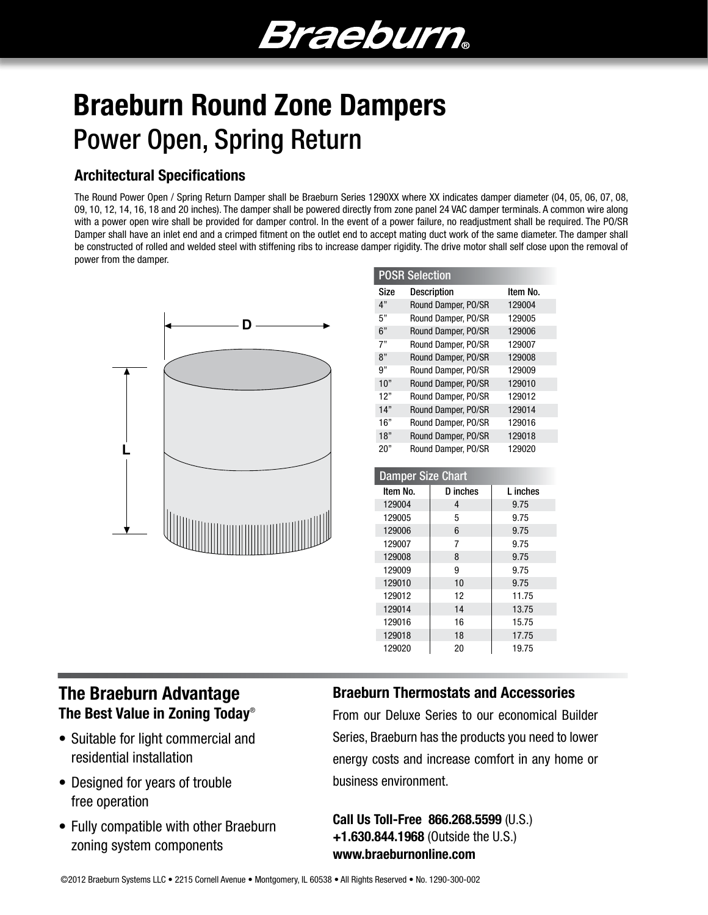# Braeburn Round Zone Dampers

## Power Open, Spring Return

### Architectural Specifications

The Round Power Open / Spring Return Damper shall be Braeburn Series 1290XX where XX indicates damper diameter (04, 05, 06, 07, 08, 09, 10, 12, 14, 16, 18 and 20 inches). The damper shall be powered directly from zone panel 24 VAC damper terminals. A common wire along with a power open wire shall be provided for damper control. In the event of a power failure, no readjustment shall be required. The PO/SR Damper shall have an inlet end and a crimped fitment on the outlet end to accept mating duct work of the same diameter. The damper shall be constructed of rolled and welded steel with stiffening ribs to increase damper rigidity. The drive motor shall self close upon the removal of power from the damper.

D

L

**POSR Selection**

| Size | Description | Item No. |
|---|---|---|
| 4” | Round Damper, PO/SR | 129004 |
| 5” | Round Damper, PO/SR | 129005 |
| 6” | Round Damper, PO/SR | 129006 |
| 7” | Round Damper, PO/SR | 129007 |
| 8” | Round Damper, PO/SR | 129008 |
| 9” | Round Damper, PO/SR | 129009 |
| 10” | Round Damper, PO/SR | 129010 |
| 12” | Round Damper, PO/SR | 129012 |
| 14” | Round Damper, PO/SR | 129014 |
| 16” | Round Damper, PO/SR | 129016 |
| 18” | Round Damper, PO/SR | 129018 |
| 20” | Round Damper, PO/SR | 129020 |

**Damper Size Chart**

| Item No. | D inches | L inches |
|---|---|---|
| 129004 | 4 | 9.75 |
| 129005 | 5 | 9.75 |
| 129006 | 6 | 9.75 |
| 129007 | 7 | 9.75 |
| 129008 | 8 | 9.75 |
| 129009 | 9 | 9.75 |
| 129010 | 10 | 9.75 |
| 129012 | 12 | 11.75 |
| 129014 | 14 | 13.75 |
| 129016 | 16 | 15.75 |
| 129018 | 18 | 17.75 |
| 129020 | 20 | 19.75 |

## The Braeburn Advantage

**The Best Value in Zoning Today®**

- Suitable for light commercial and residential installation
- Designed for years of trouble free operation
- Fully compatible with other Braeburn zoning system components

## Braeburn Thermostats and Accessories

From our Deluxe Series to our economical Builder Series, Braeburn has the products you need to lower energy costs and increase comfort in any home or business environment.

**Call Us Toll-Free 866.268.5599** (U.S.)
**+1.630.844.1968** (Outside the U.S.)
**www.braeburnonline.com**

©2012 Braeburn Systems LLC • 2215 Cornell Avenue • Montgomery, IL 60538 • All Rights Reserved • No. 1290-300-002